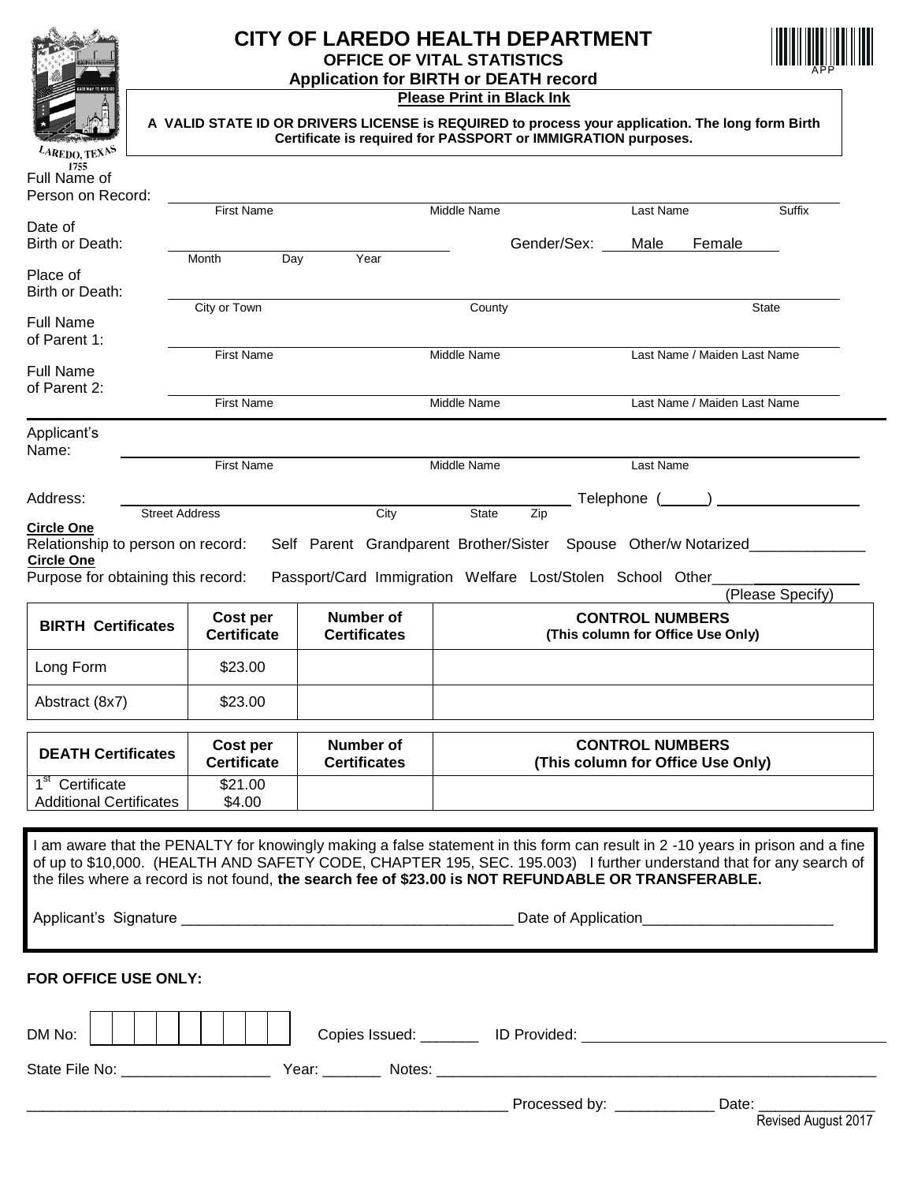# CITY OF LAREDO HEALTH DEPARTMENT

## OFFICE OF VITAL STATISTICS

### Application for BIRTH or DEATH record

**Please Print in Black Ink**

**A VALID STATE ID OR DRIVERS LICENSE is REQUIRED to process your application. The long form Birth Certificate is required for PASSPORT or IMMIGRATION purposes.**

LAREDO, TEXAS 1755

APP

Full Name of Person on Record: ______________________________
First Name | Middle Name | Last Name | Suffix

Date of Birth or Death: ______________________________ Gender/Sex: Male Female
Month | Day | Year

Place of Birth or Death: ______________________________
City or Town | County | State

Full Name of Parent 1: ______________________________
First Name | Middle Name | Last Name / Maiden Last Name

Full Name of Parent 2: ______________________________
First Name | Middle Name | Last Name / Maiden Last Name

Applicant's Name: ______________________________
First Name | Middle Name | Last Name

Address: ______________________________ Telephone (_____) ______________
Street Address | City | State | Zip

**Circle One**
Relationship to person on record: Self Parent Grandparent Brother/Sister Spouse Other/w Notarized______________

**Circle One**
Purpose for obtaining this record: Passport/Card Immigration Welfare Lost/Stolen School Other_____________ (Please Specify)

| BIRTH Certificates | Cost per Certificate | Number of Certificates | CONTROL NUMBERS (This column for Office Use Only) |
|---|---|---|---|
| Long Form | $23.00 | | |
| Abstract (8x7) | $23.00 | | |

| DEATH Certificates | Cost per Certificate | Number of Certificates | CONTROL NUMBERS (This column for Office Use Only) |
|---|---|---|---|
| 1st Certificate<br>Additional Certificates | $21.00<br>$4.00 | | |

I am aware that the PENALTY for knowingly making a false statement in this form can result in 2 -10 years in prison and a fine of up to $10,000. (HEALTH AND SAFETY CODE, CHAPTER 195, SEC. 195.003) I further understand that for any search of the files where a record is not found, **the search fee of $23.00 is NOT REFUNDABLE OR TRANSFERABLE.**

Applicant's Signature _______________________________________ Date of Application______________________

**FOR OFFICE USE ONLY:**

DM No: | | | | | | | | | | | | Copies Issued: _______ ID Provided: ______________________________

State File No: __________________ Year: _______ Notes: ______________________________________________

______________________________________________________ Processed by: ____________ Date: ______________

Revised August 2017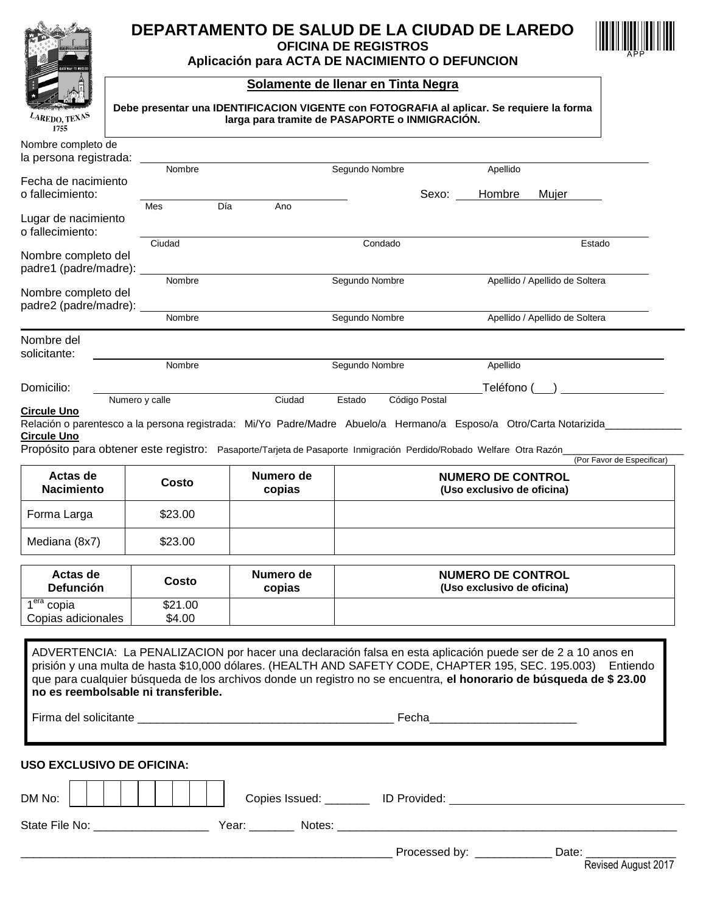# DEPARTAMENTO DE SALUD DE LA CIUDAD DE LAREDO

## OFICINA DE REGISTROS

### Aplicación para ACTA DE NACIMIENTO O DEFUNCION

APP

LAREDO, TEXAS 1755

**Solamente de llenar en Tinta Negra**

**Debe presentar una IDENTIFICACION VIGENTE con FOTOGRAFIA al aplicar. Se requiere la forma larga para tramite de PASAPORTE o INMIGRACIÓN.**

Nombre completo de la persona registrada: ______________________________
Nombre Segundo Nombre Apellido

Fecha de nacimiento o fallecimiento: ______________________ Sexo: Hombre Mujer
Mes Día Ano

Lugar de nacimiento o fallecimiento: ______________________________
Ciudad Condado Estado

Nombre completo del padre1 (padre/madre): ______________________________
Nombre Segundo Nombre Apellido / Apellido de Soltera

Nombre completo del padre2 (padre/madre): ______________________________
Nombre Segundo Nombre Apellido / Apellido de Soltera

---

Nombre del solicitante: ______________________________
Nombre Segundo Nombre Apellido

Domicilio: ______________________________ Teléfono (___) ________________
Numero y calle Ciudad Estado Código Postal

**Circule Uno**
Relación o parentesco a la persona registrada: Mi/Yo Padre/Madre Abuelo/a Hermano/a Esposo/a Otro/Carta Notarizida_____________

**Circule Uno**
Propósito para obtener este registro: Pasaporte/Tarjeta de Pasaporte Inmigración Perdido/Robado Welfare Otra Razón___________________
(Por Favor de Especificar)

| Actas de Nacimiento | Costo | Numero de copias | NUMERO DE CONTROL (Uso exclusivo de oficina) |
|---|---|---|---|
| Forma Larga | $23.00 | | |
| Mediana (8x7) | $23.00 | | |

| Actas de Defunción | Costo | Numero de copias | NUMERO DE CONTROL (Uso exclusivo de oficina) |
|---|---|---|---|
| 1era copia<br>Copias adicionales | $21.00<br>$4.00 | | |

ADVERTENCIA: La PENALIZACION por hacer una declaración falsa en esta aplicación puede ser de 2 a 10 anos en prisión y una multa de hasta $10,000 dólares. (HEALTH AND SAFETY CODE, CHAPTER 195, SEC. 195.003) Entiendo que para cualquier búsqueda de los archivos donde un registro no se encuentra, **el honorario de búsqueda de $ 23.00 no es reembolsable ni transferible.**

Firma del solicitante ________________________________________ Fecha_______________________

**USO EXCLUSIVO DE OFICINA:**

DM No: | | | | | | | | | | Copies Issued: _______ ID Provided: ______________________________

State File No: __________________ Year: _______ Notes: ______________________________

______________________________ Processed by: ____________ Date: ______________

Revised August 2017